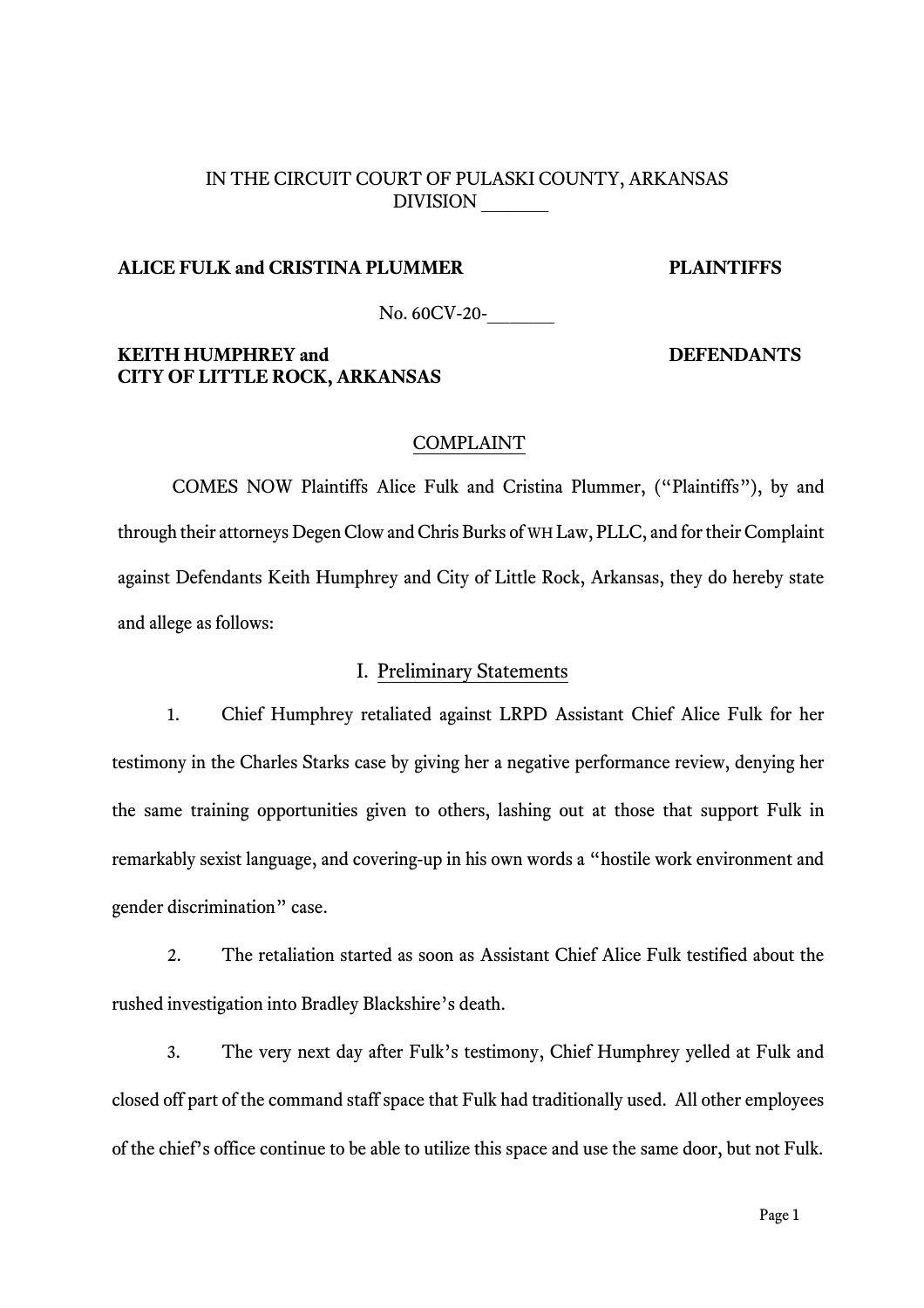IN THE CIRCUIT COURT OF PULASKI COUNTY, ARKANSAS
DIVISION _______

**ALICE FULK and CRISTINA PLUMMER** **PLAINTIFFS**

No. 60CV-20-_______

**KEITH HUMPHREY and** **DEFENDANTS**
**CITY OF LITTLE ROCK, ARKANSAS**

COMPLAINT

COMES NOW Plaintiffs Alice Fulk and Cristina Plummer, ("Plaintiffs"), by and through their attorneys Degen Clow and Chris Burks of WH Law, PLLC, and for their Complaint against Defendants Keith Humphrey and City of Little Rock, Arkansas, they do hereby state and allege as follows:

## I. Preliminary Statements

1. Chief Humphrey retaliated against LRPD Assistant Chief Alice Fulk for her testimony in the Charles Starks case by giving her a negative performance review, denying her the same training opportunities given to others, lashing out at those that support Fulk in remarkably sexist language, and covering-up in his own words a "hostile work environment and gender discrimination" case.

2. The retaliation started as soon as Assistant Chief Alice Fulk testified about the rushed investigation into Bradley Blackshire's death.

3. The very next day after Fulk's testimony, Chief Humphrey yelled at Fulk and closed off part of the command staff space that Fulk had traditionally used. All other employees of the chief's office continue to be able to utilize this space and use the same door, but not Fulk.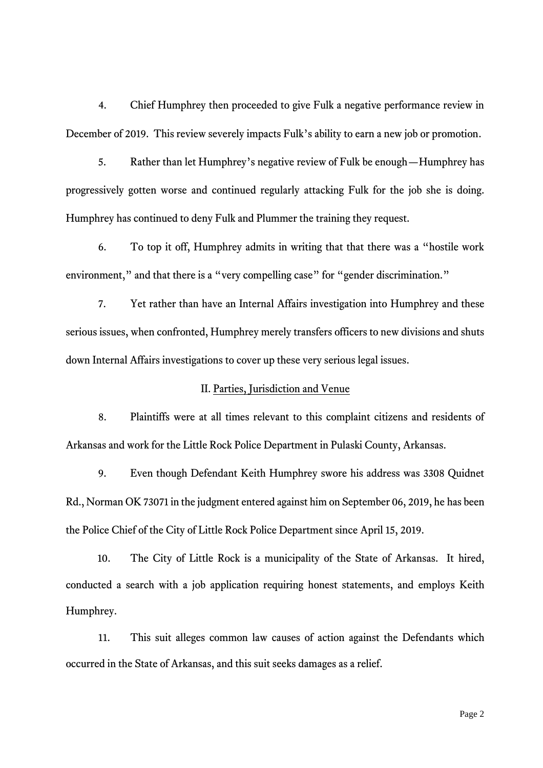4. Chief Humphrey then proceeded to give Fulk a negative performance review in December of 2019. This review severely impacts Fulk's ability to earn a new job or promotion.

5. Rather than let Humphrey's negative review of Fulk be enough—Humphrey has progressively gotten worse and continued regularly attacking Fulk for the job she is doing. Humphrey has continued to deny Fulk and Plummer the training they request.

6. To top it off, Humphrey admits in writing that that there was a "hostile work environment," and that there is a "very compelling case" for "gender discrimination."

7. Yet rather than have an Internal Affairs investigation into Humphrey and these serious issues, when confronted, Humphrey merely transfers officers to new divisions and shuts down Internal Affairs investigations to cover up these very serious legal issues.

## II. Parties, Jurisdiction and Venue

8. Plaintiffs were at all times relevant to this complaint citizens and residents of Arkansas and work for the Little Rock Police Department in Pulaski County, Arkansas.

9. Even though Defendant Keith Humphrey swore his address was 3308 Quidnet Rd., Norman OK 73071 in the judgment entered against him on September 06, 2019, he has been the Police Chief of the City of Little Rock Police Department since April 15, 2019.

10. The City of Little Rock is a municipality of the State of Arkansas. It hired, conducted a search with a job application requiring honest statements, and employs Keith Humphrey.

11. This suit alleges common law causes of action against the Defendants which occurred in the State of Arkansas, and this suit seeks damages as a relief.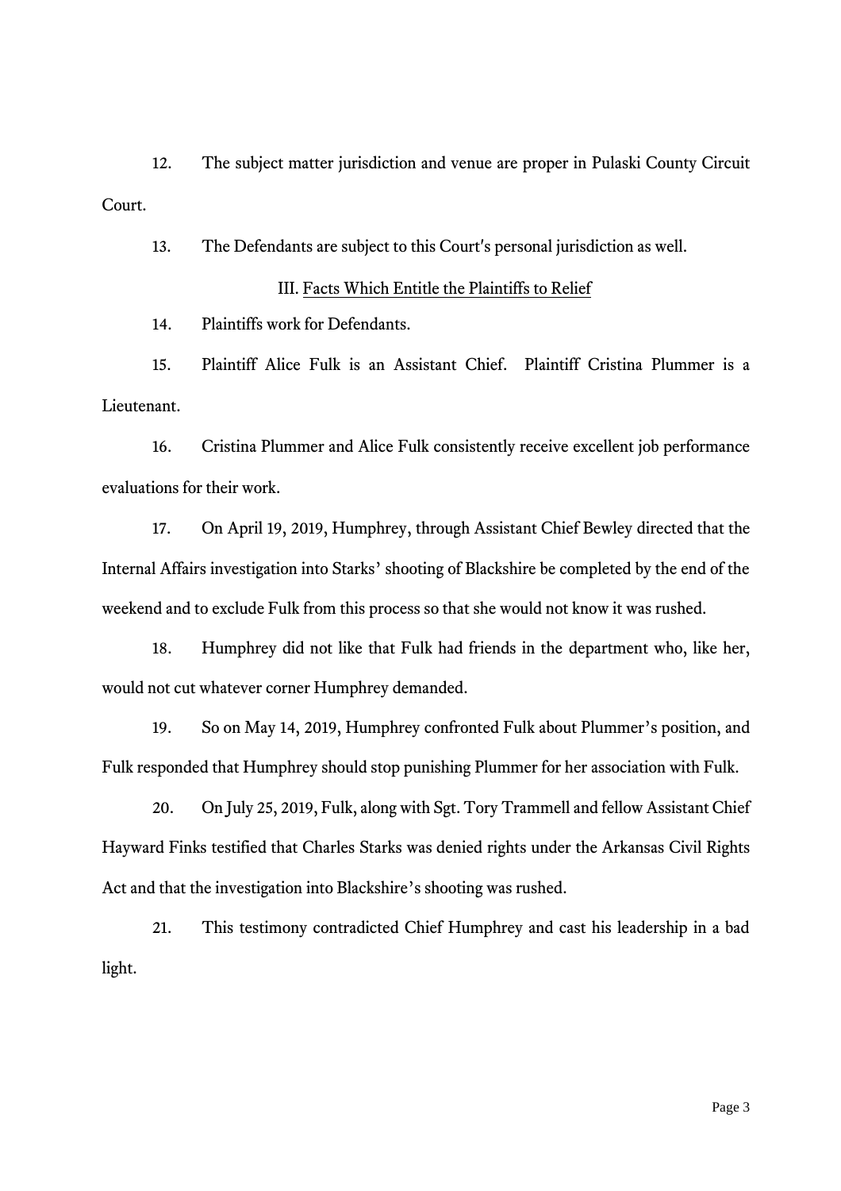12. The subject matter jurisdiction and venue are proper in Pulaski County Circuit Court.

13. The Defendants are subject to this Court's personal jurisdiction as well.

### III. Facts Which Entitle the Plaintiffs to Relief

14. Plaintiffs work for Defendants.

15. Plaintiff Alice Fulk is an Assistant Chief. Plaintiff Cristina Plummer is a Lieutenant.

16. Cristina Plummer and Alice Fulk consistently receive excellent job performance evaluations for their work.

17. On April 19, 2019, Humphrey, through Assistant Chief Bewley directed that the Internal Affairs investigation into Starks' shooting of Blackshire be completed by the end of the weekend and to exclude Fulk from this process so that she would not know it was rushed.

18. Humphrey did not like that Fulk had friends in the department who, like her, would not cut whatever corner Humphrey demanded.

19. So on May 14, 2019, Humphrey confronted Fulk about Plummer's position, and Fulk responded that Humphrey should stop punishing Plummer for her association with Fulk.

20. On July 25, 2019, Fulk, along with Sgt. Tory Trammell and fellow Assistant Chief Hayward Finks testified that Charles Starks was denied rights under the Arkansas Civil Rights Act and that the investigation into Blackshire's shooting was rushed.

21. This testimony contradicted Chief Humphrey and cast his leadership in a bad light.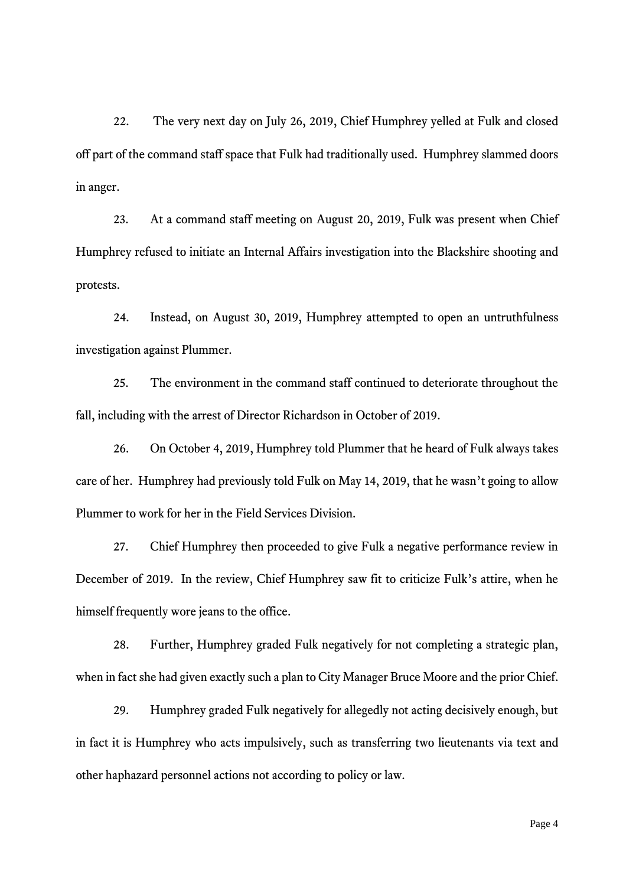22. The very next day on July 26, 2019, Chief Humphrey yelled at Fulk and closed off part of the command staff space that Fulk had traditionally used. Humphrey slammed doors in anger.

23. At a command staff meeting on August 20, 2019, Fulk was present when Chief Humphrey refused to initiate an Internal Affairs investigation into the Blackshire shooting and protests.

24. Instead, on August 30, 2019, Humphrey attempted to open an untruthfulness investigation against Plummer.

25. The environment in the command staff continued to deteriorate throughout the fall, including with the arrest of Director Richardson in October of 2019.

26. On October 4, 2019, Humphrey told Plummer that he heard of Fulk always takes care of her. Humphrey had previously told Fulk on May 14, 2019, that he wasn't going to allow Plummer to work for her in the Field Services Division.

27. Chief Humphrey then proceeded to give Fulk a negative performance review in December of 2019. In the review, Chief Humphrey saw fit to criticize Fulk's attire, when he himself frequently wore jeans to the office.

28. Further, Humphrey graded Fulk negatively for not completing a strategic plan, when in fact she had given exactly such a plan to City Manager Bruce Moore and the prior Chief.

29. Humphrey graded Fulk negatively for allegedly not acting decisively enough, but in fact it is Humphrey who acts impulsively, such as transferring two lieutenants via text and other haphazard personnel actions not according to policy or law.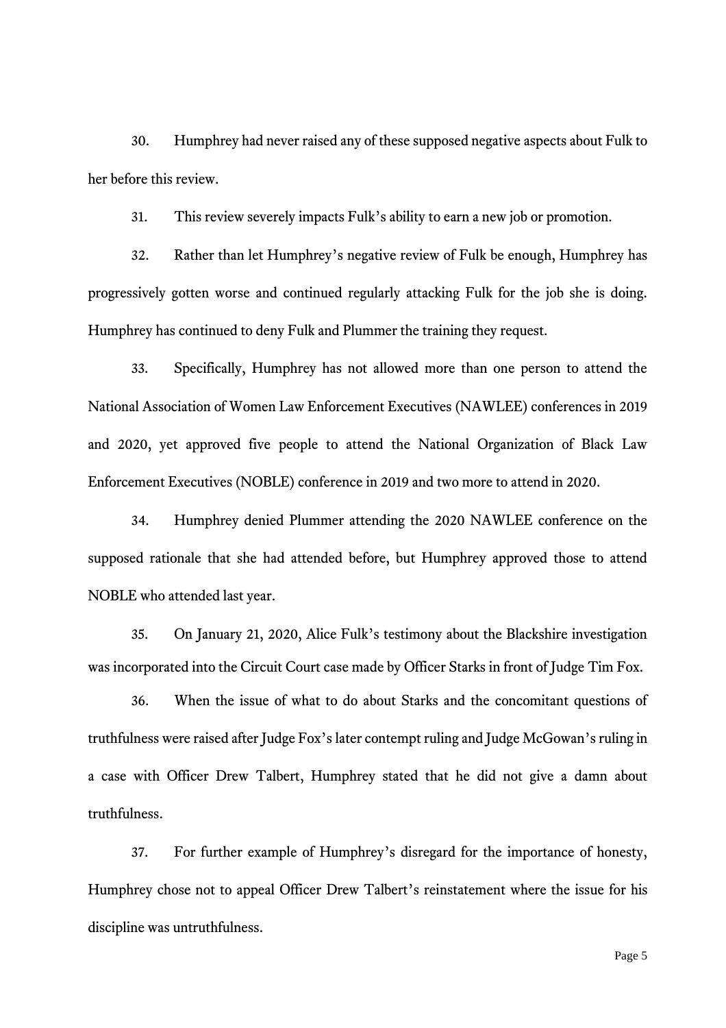30. Humphrey had never raised any of these supposed negative aspects about Fulk to her before this review.

31. This review severely impacts Fulk's ability to earn a new job or promotion.

32. Rather than let Humphrey's negative review of Fulk be enough, Humphrey has progressively gotten worse and continued regularly attacking Fulk for the job she is doing. Humphrey has continued to deny Fulk and Plummer the training they request.

33. Specifically, Humphrey has not allowed more than one person to attend the National Association of Women Law Enforcement Executives (NAWLEE) conferences in 2019 and 2020, yet approved five people to attend the National Organization of Black Law Enforcement Executives (NOBLE) conference in 2019 and two more to attend in 2020.

34. Humphrey denied Plummer attending the 2020 NAWLEE conference on the supposed rationale that she had attended before, but Humphrey approved those to attend NOBLE who attended last year.

35. On January 21, 2020, Alice Fulk's testimony about the Blackshire investigation was incorporated into the Circuit Court case made by Officer Starks in front of Judge Tim Fox.

36. When the issue of what to do about Starks and the concomitant questions of truthfulness were raised after Judge Fox's later contempt ruling and Judge McGowan's ruling in a case with Officer Drew Talbert, Humphrey stated that he did not give a damn about truthfulness.

37. For further example of Humphrey's disregard for the importance of honesty, Humphrey chose not to appeal Officer Drew Talbert's reinstatement where the issue for his discipline was untruthfulness.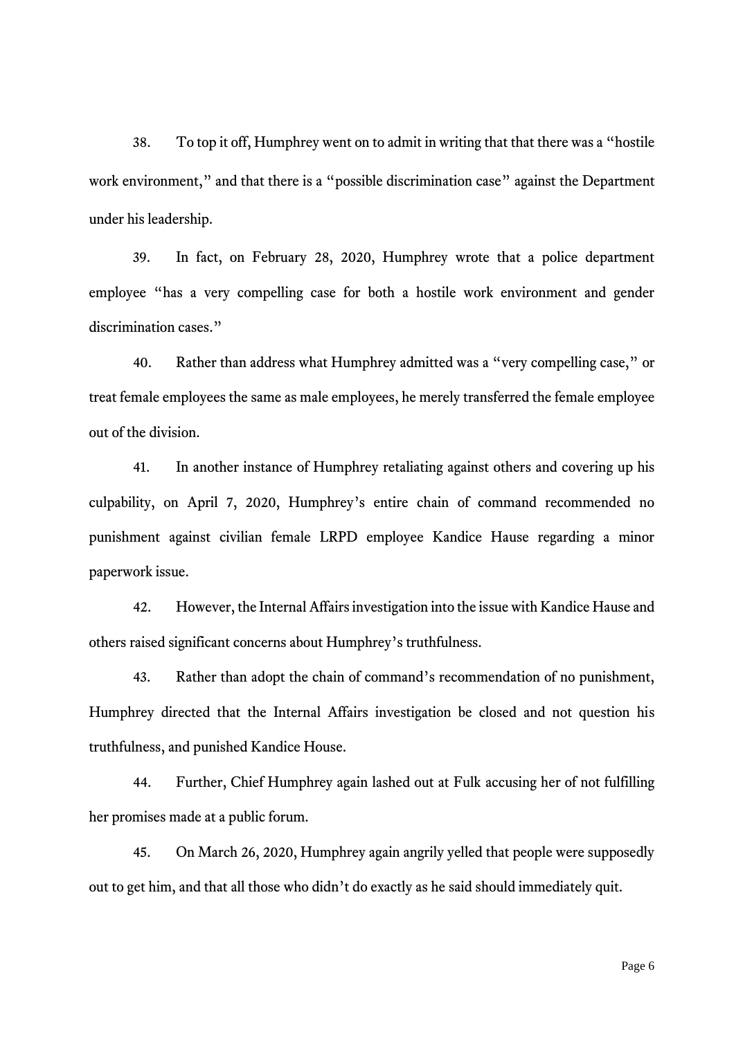38. To top it off, Humphrey went on to admit in writing that that there was a "hostile work environment," and that there is a "possible discrimination case" against the Department under his leadership.

39. In fact, on February 28, 2020, Humphrey wrote that a police department employee "has a very compelling case for both a hostile work environment and gender discrimination cases."

40. Rather than address what Humphrey admitted was a "very compelling case," or treat female employees the same as male employees, he merely transferred the female employee out of the division.

41. In another instance of Humphrey retaliating against others and covering up his culpability, on April 7, 2020, Humphrey's entire chain of command recommended no punishment against civilian female LRPD employee Kandice Hause regarding a minor paperwork issue.

42. However, the Internal Affairs investigation into the issue with Kandice Hause and others raised significant concerns about Humphrey's truthfulness.

43. Rather than adopt the chain of command's recommendation of no punishment, Humphrey directed that the Internal Affairs investigation be closed and not question his truthfulness, and punished Kandice House.

44. Further, Chief Humphrey again lashed out at Fulk accusing her of not fulfilling her promises made at a public forum.

45. On March 26, 2020, Humphrey again angrily yelled that people were supposedly out to get him, and that all those who didn't do exactly as he said should immediately quit.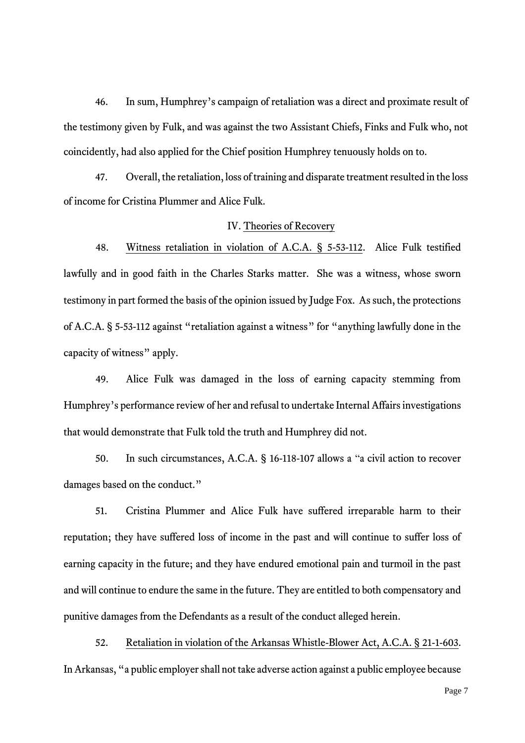46. In sum, Humphrey's campaign of retaliation was a direct and proximate result of the testimony given by Fulk, and was against the two Assistant Chiefs, Finks and Fulk who, not coincidently, had also applied for the Chief position Humphrey tenuously holds on to.

47. Overall, the retaliation, loss of training and disparate treatment resulted in the loss of income for Cristina Plummer and Alice Fulk.

## IV. Theories of Recovery

48. Witness retaliation in violation of A.C.A. § 5-53-112. Alice Fulk testified lawfully and in good faith in the Charles Starks matter. She was a witness, whose sworn testimony in part formed the basis of the opinion issued by Judge Fox. As such, the protections of A.C.A. § 5-53-112 against "retaliation against a witness" for "anything lawfully done in the capacity of witness" apply.

49. Alice Fulk was damaged in the loss of earning capacity stemming from Humphrey's performance review of her and refusal to undertake Internal Affairs investigations that would demonstrate that Fulk told the truth and Humphrey did not.

50. In such circumstances, A.C.A. § 16-118-107 allows a "a civil action to recover damages based on the conduct."

51. Cristina Plummer and Alice Fulk have suffered irreparable harm to their reputation; they have suffered loss of income in the past and will continue to suffer loss of earning capacity in the future; and they have endured emotional pain and turmoil in the past and will continue to endure the same in the future. They are entitled to both compensatory and punitive damages from the Defendants as a result of the conduct alleged herein.

52. Retaliation in violation of the Arkansas Whistle-Blower Act, A.C.A. § 21-1-603. In Arkansas, "a public employer shall not take adverse action against a public employee because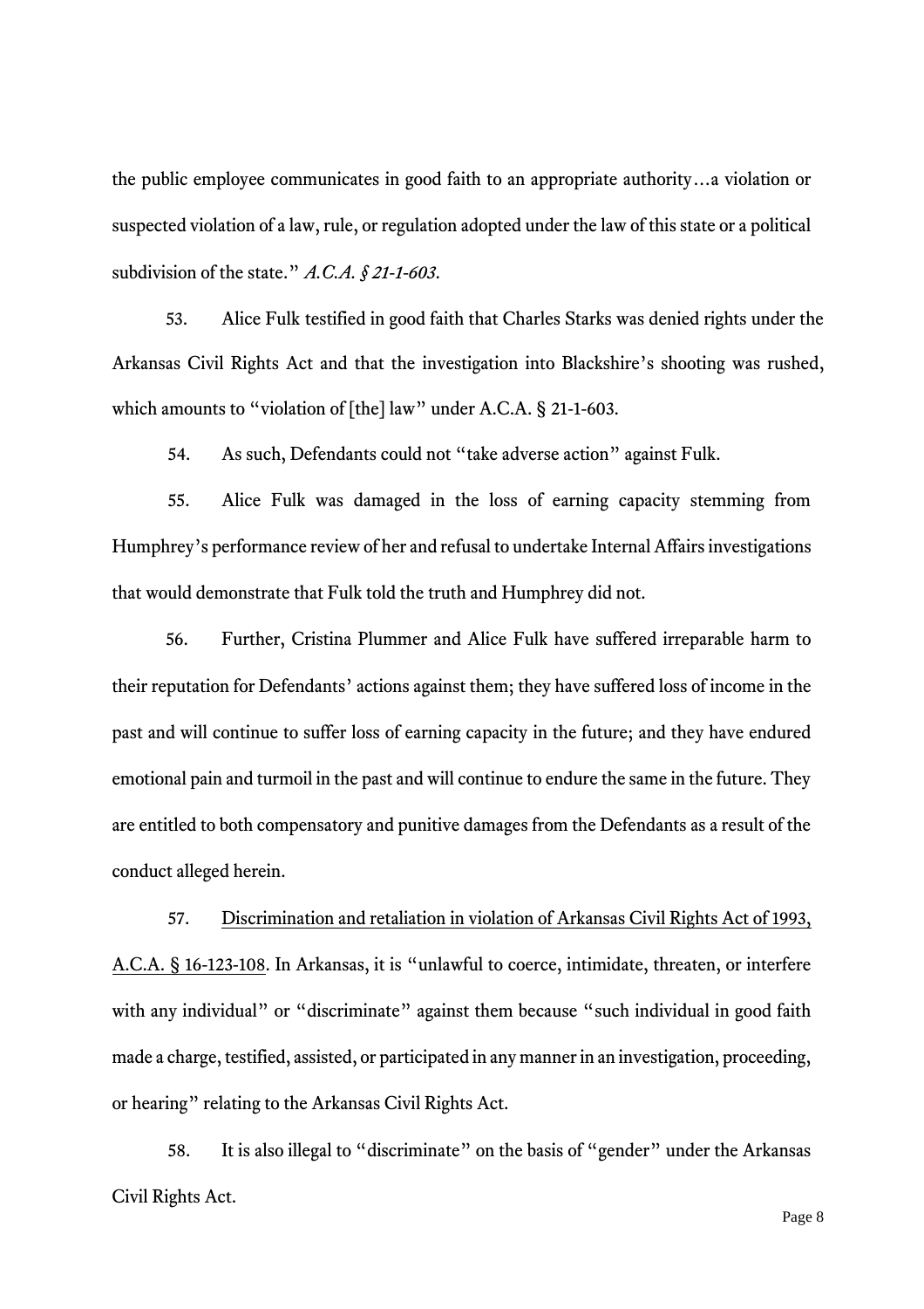the public employee communicates in good faith to an appropriate authority…a violation or suspected violation of a law, rule, or regulation adopted under the law of this state or a political subdivision of the state." *A.C.A. § 21-1-603.*

53. Alice Fulk testified in good faith that Charles Starks was denied rights under the Arkansas Civil Rights Act and that the investigation into Blackshire's shooting was rushed, which amounts to "violation of [the] law" under A.C.A. § 21-1-603.

54. As such, Defendants could not "take adverse action" against Fulk.

55. Alice Fulk was damaged in the loss of earning capacity stemming from Humphrey's performance review of her and refusal to undertake Internal Affairs investigations that would demonstrate that Fulk told the truth and Humphrey did not.

56. Further, Cristina Plummer and Alice Fulk have suffered irreparable harm to their reputation for Defendants' actions against them; they have suffered loss of income in the past and will continue to suffer loss of earning capacity in the future; and they have endured emotional pain and turmoil in the past and will continue to endure the same in the future. They are entitled to both compensatory and punitive damages from the Defendants as a result of the conduct alleged herein.

57. <u>Discrimination and retaliation in violation of Arkansas Civil Rights Act of 1993, A.C.A. § 16-123-108</u>. In Arkansas, it is "unlawful to coerce, intimidate, threaten, or interfere with any individual" or "discriminate" against them because "such individual in good faith made a charge, testified, assisted, or participated in any manner in an investigation, proceeding, or hearing" relating to the Arkansas Civil Rights Act.

58. It is also illegal to "discriminate" on the basis of "gender" under the Arkansas Civil Rights Act.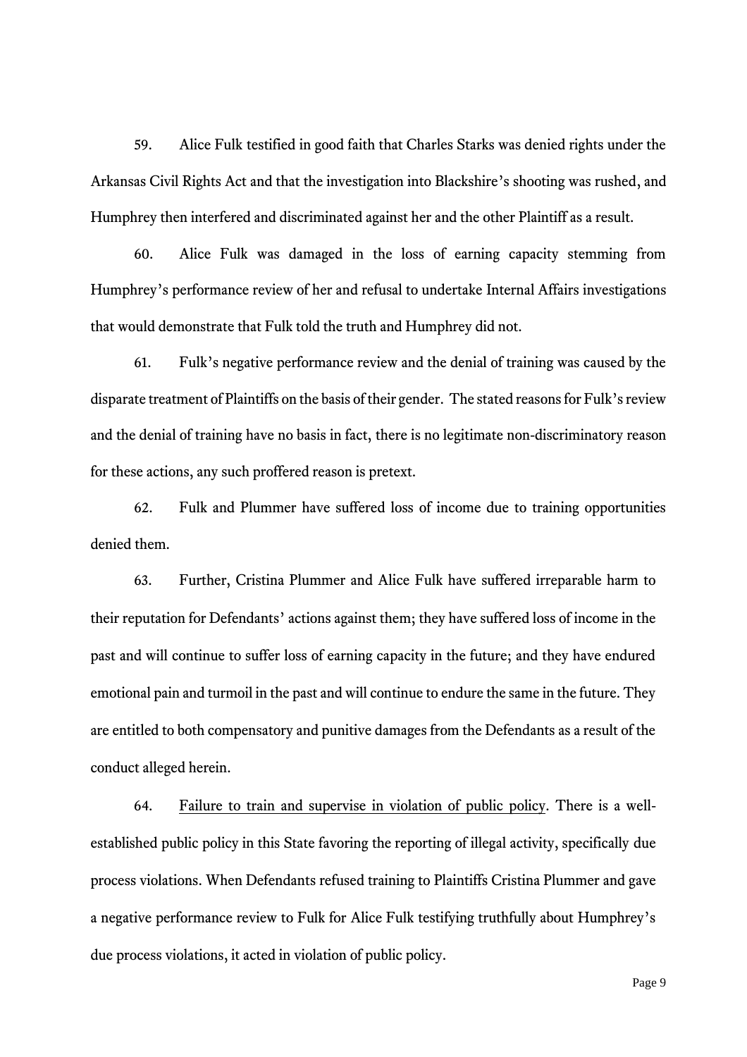59. Alice Fulk testified in good faith that Charles Starks was denied rights under the Arkansas Civil Rights Act and that the investigation into Blackshire's shooting was rushed, and Humphrey then interfered and discriminated against her and the other Plaintiff as a result.

60. Alice Fulk was damaged in the loss of earning capacity stemming from Humphrey's performance review of her and refusal to undertake Internal Affairs investigations that would demonstrate that Fulk told the truth and Humphrey did not.

61. Fulk's negative performance review and the denial of training was caused by the disparate treatment of Plaintiffs on the basis of their gender. The stated reasons for Fulk's review and the denial of training have no basis in fact, there is no legitimate non-discriminatory reason for these actions, any such proffered reason is pretext.

62. Fulk and Plummer have suffered loss of income due to training opportunities denied them.

63. Further, Cristina Plummer and Alice Fulk have suffered irreparable harm to their reputation for Defendants' actions against them; they have suffered loss of income in the past and will continue to suffer loss of earning capacity in the future; and they have endured emotional pain and turmoil in the past and will continue to endure the same in the future. They are entitled to both compensatory and punitive damages from the Defendants as a result of the conduct alleged herein.

64. <u>Failure to train and supervise in violation of public policy</u>. There is a well-established public policy in this State favoring the reporting of illegal activity, specifically due process violations. When Defendants refused training to Plaintiffs Cristina Plummer and gave a negative performance review to Fulk for Alice Fulk testifying truthfully about Humphrey's due process violations, it acted in violation of public policy.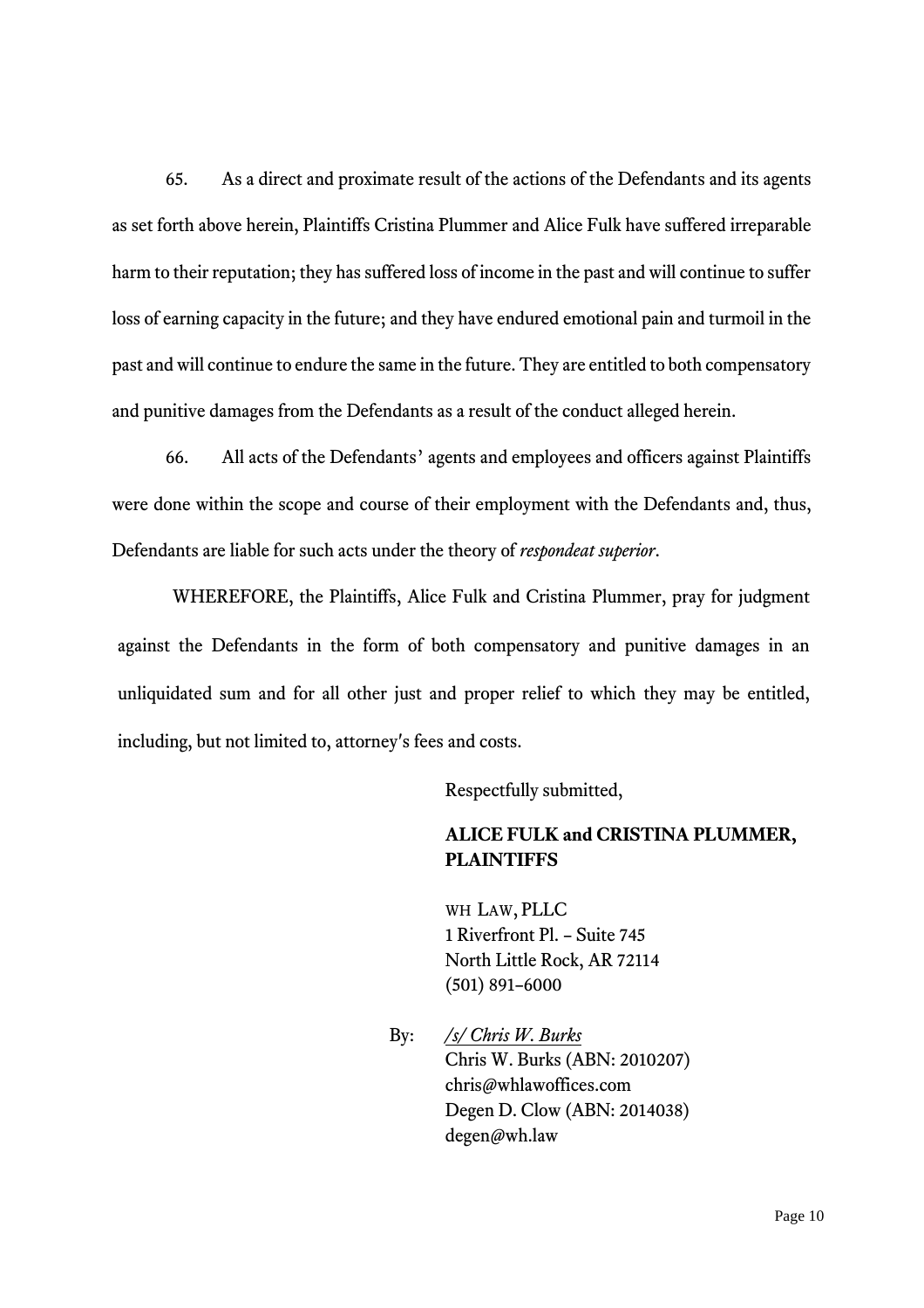65. As a direct and proximate result of the actions of the Defendants and its agents as set forth above herein, Plaintiffs Cristina Plummer and Alice Fulk have suffered irreparable harm to their reputation; they has suffered loss of income in the past and will continue to suffer loss of earning capacity in the future; and they have endured emotional pain and turmoil in the past and will continue to endure the same in the future. They are entitled to both compensatory and punitive damages from the Defendants as a result of the conduct alleged herein.

66. All acts of the Defendants' agents and employees and officers against Plaintiffs were done within the scope and course of their employment with the Defendants and, thus, Defendants are liable for such acts under the theory of *respondeat superior*.

WHEREFORE, the Plaintiffs, Alice Fulk and Cristina Plummer, pray for judgment against the Defendants in the form of both compensatory and punitive damages in an unliquidated sum and for all other just and proper relief to which they may be entitled, including, but not limited to, attorney's fees and costs.

Respectfully submitted,

**ALICE FULK and CRISTINA PLUMMER, PLAINTIFFS**

WH LAW, PLLC
1 Riverfront Pl. – Suite 745
North Little Rock, AR 72114
(501) 891–6000

By: */s/ Chris W. Burks*
Chris W. Burks (ABN: 2010207)
chris@whlawoffices.com
Degen D. Clow (ABN: 2014038)
degen@wh.law